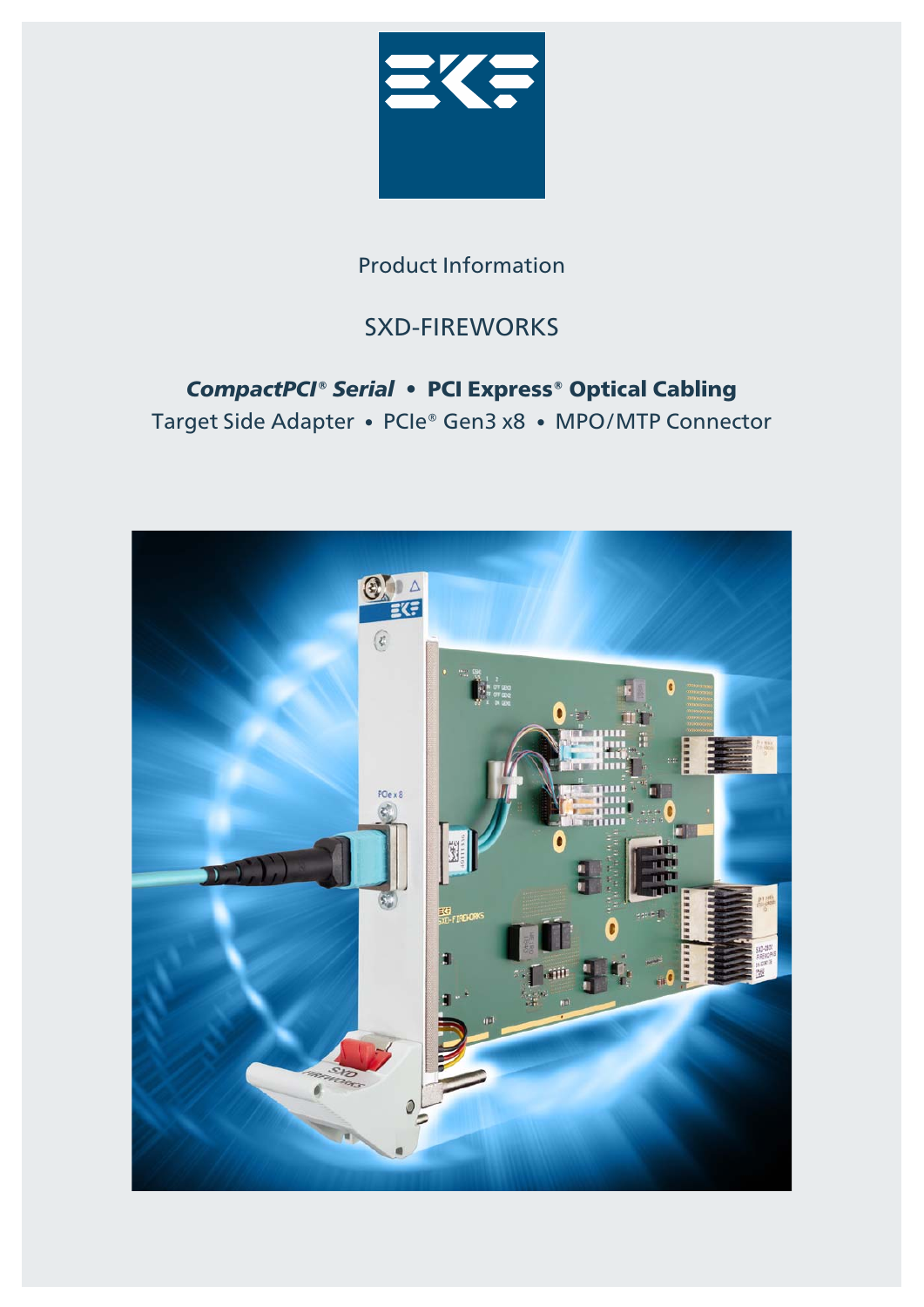Product Information

# SXD-FIREWORKS

***CompactPCI® Serial* • PCI Express® Optical Cabling**

Target Side Adapter • PCIe® Gen3 x8 • MPO/MTP Connector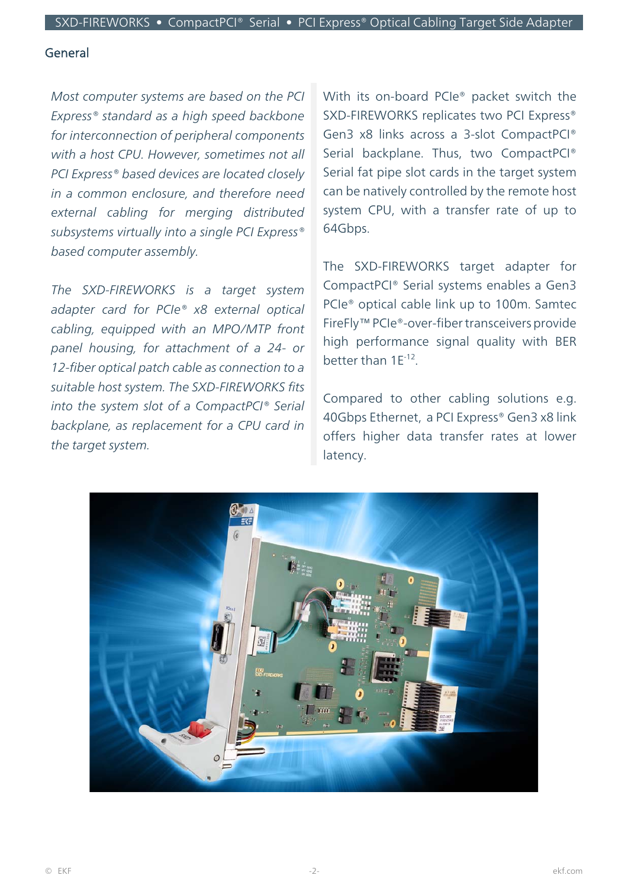## General

*Most computer systems are based on the PCI Express® standard as a high speed backbone for interconnection of peripheral components with a host CPU. However, sometimes not all PCI Express® based devices are located closely in a common enclosure, and therefore need external cabling for merging distributed subsystems virtually into a single PCI Express® based computer assembly.*

*The SXD-FIREWORKS is a target system adapter card for PCIe® x8 external optical cabling, equipped with an MPO/MTP front panel housing, for attachment of a 24- or 12-fiber optical patch cable as connection to a suitable host system. The SXD-FIREWORKS fits into the system slot of a CompactPCI® Serial backplane, as replacement for a CPU card in the target system.*

With its on-board PCIe® packet switch the SXD-FIREWORKS replicates two PCI Express® Gen3 x8 links across a 3-slot CompactPCI® Serial backplane. Thus, two CompactPCI® Serial fat pipe slot cards in the target system can be natively controlled by the remote host system CPU, with a transfer rate of up to 64Gbps.

The SXD-FIREWORKS target adapter for CompactPCI® Serial systems enables a Gen3 PCIe® optical cable link up to 100m. Samtec FireFly™ PCIe®-over-fiber transceivers provide high performance signal quality with BER better than $1E^{-12}$.

Compared to other cabling solutions e.g. 40Gbps Ethernet, a PCI Express® Gen3 x8 link offers higher data transfer rates at lower latency.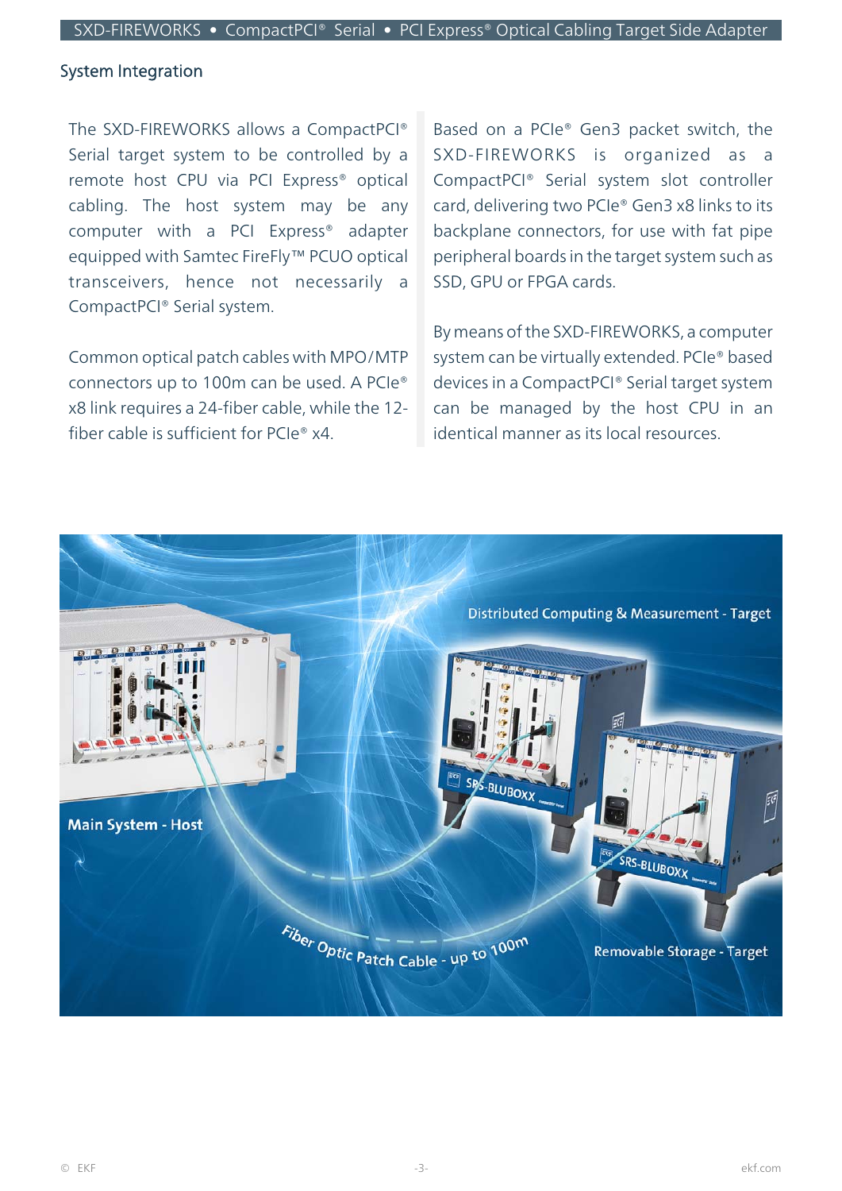## System Integration

The SXD-FIREWORKS allows a CompactPCI® Serial target system to be controlled by a remote host CPU via PCI Express® optical cabling. The host system may be any computer with a PCI Express® adapter equipped with Samtec FireFly™ PCUO optical transceivers, hence not necessarily a CompactPCI® Serial system.

Common optical patch cables with MPO/MTP connectors up to 100m can be used. A PCIe® x8 link requires a 24-fiber cable, while the 12-fiber cable is sufficient for PCIe® x4.

Based on a PCIe® Gen3 packet switch, the SXD-FIREWORKS is organized as a CompactPCI® Serial system slot controller card, delivering two PCIe® Gen3 x8 links to its backplane connectors, for use with fat pipe peripheral boards in the target system such as SSD, GPU or FPGA cards.

By means of the SXD-FIREWORKS, a computer system can be virtually extended. PCIe® based devices in a CompactPCI® Serial target system can be managed by the host CPU in an identical manner as its local resources.

Distributed Computing & Measurement - Target

Main System - Host

Fiber Optic Patch Cable - up to 100m

Removable Storage - Target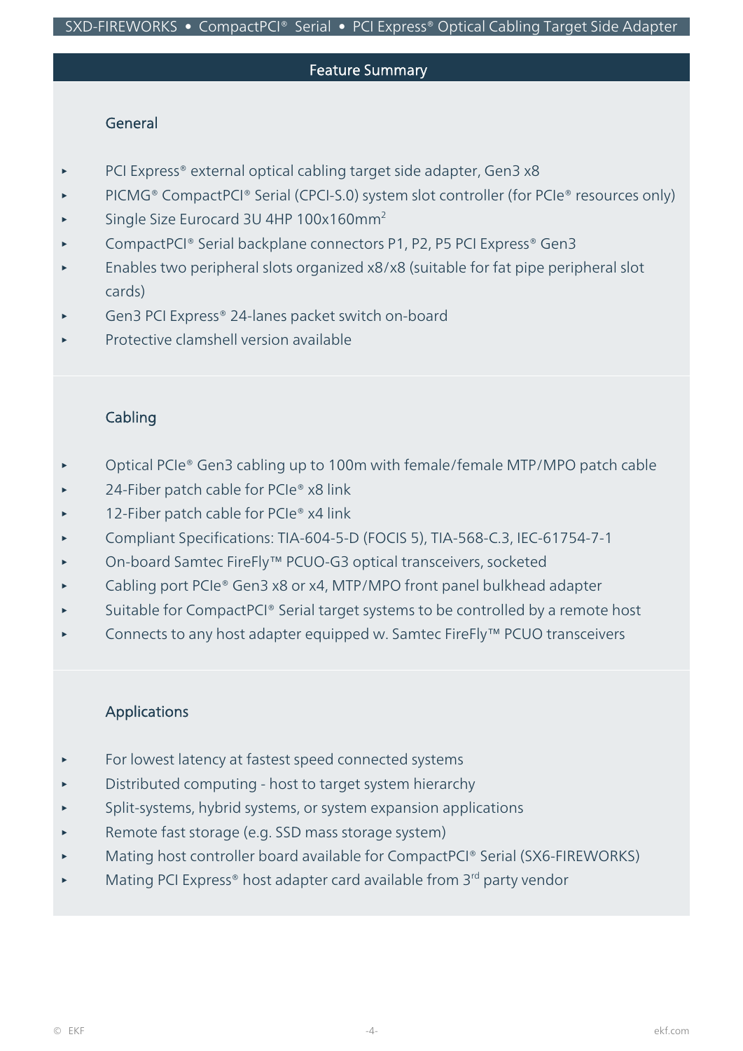## Feature Summary

### General

- PCI Express® external optical cabling target side adapter, Gen3 x8
- PICMG® CompactPCI® Serial (CPCI-S.0) system slot controller (for PCIe® resources only)
- Single Size Eurocard 3U 4HP 100x160mm²
- CompactPCI® Serial backplane connectors P1, P2, P5 PCI Express® Gen3
- Enables two peripheral slots organized x8/x8 (suitable for fat pipe peripheral slot cards)
- Gen3 PCI Express® 24-lanes packet switch on-board
- Protective clamshell version available

### Cabling

- Optical PCIe® Gen3 cabling up to 100m with female/female MTP/MPO patch cable
- 24-Fiber patch cable for PCIe® x8 link
- 12-Fiber patch cable for PCIe® x4 link
- Compliant Specifications: TIA-604-5-D (FOCIS 5), TIA-568-C.3, IEC-61754-7-1
- On-board Samtec FireFly™ PCUO-G3 optical transceivers, socketed
- Cabling port PCIe® Gen3 x8 or x4, MTP/MPO front panel bulkhead adapter
- Suitable for CompactPCI® Serial target systems to be controlled by a remote host
- Connects to any host adapter equipped w. Samtec FireFly™ PCUO transceivers

### Applications

- For lowest latency at fastest speed connected systems
- Distributed computing - host to target system hierarchy
- Split-systems, hybrid systems, or system expansion applications
- Remote fast storage (e.g. SSD mass storage system)
- Mating host controller board available for CompactPCI® Serial (SX6-FIREWORKS)
- Mating PCI Express® host adapter card available from 3rd party vendor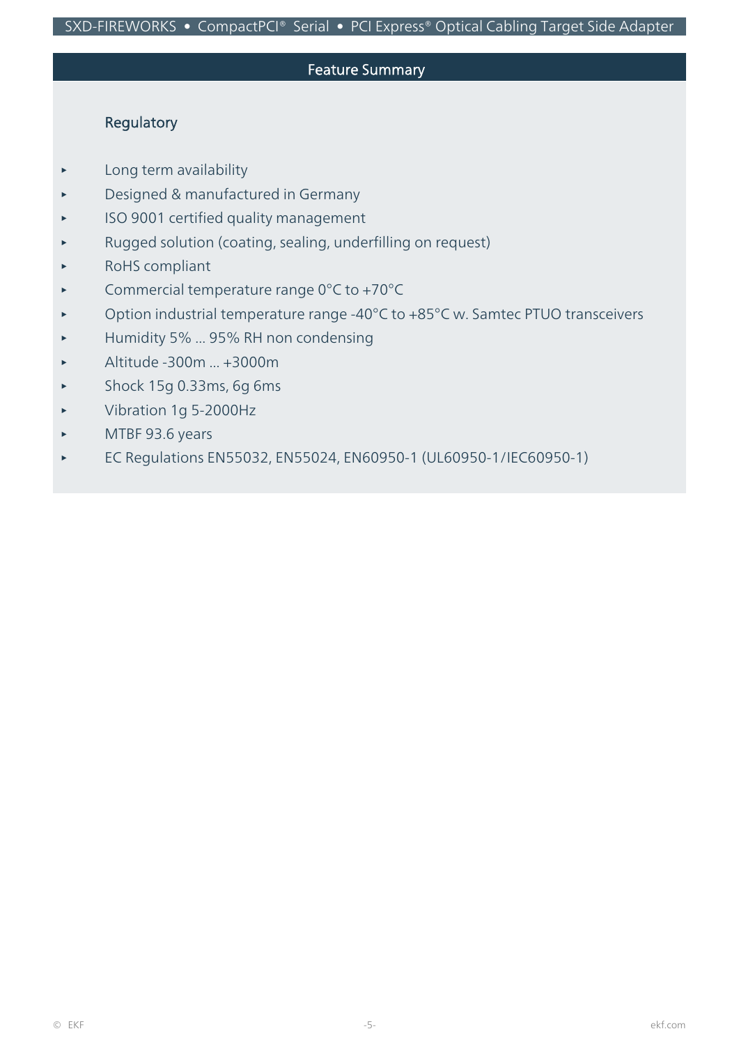## Feature Summary

### Regulatory

- Long term availability
- Designed & manufactured in Germany
- ISO 9001 certified quality management
- Rugged solution (coating, sealing, underfilling on request)
- RoHS compliant
- Commercial temperature range 0°C to +70°C
- Option industrial temperature range -40°C to +85°C w. Samtec PTUO transceivers
- Humidity 5% ... 95% RH non condensing
- Altitude -300m ... +3000m
- Shock 15g 0.33ms, 6g 6ms
- Vibration 1g 5-2000Hz
- MTBF 93.6 years
- EC Regulations EN55032, EN55024, EN60950-1 (UL60950-1/IEC60950-1)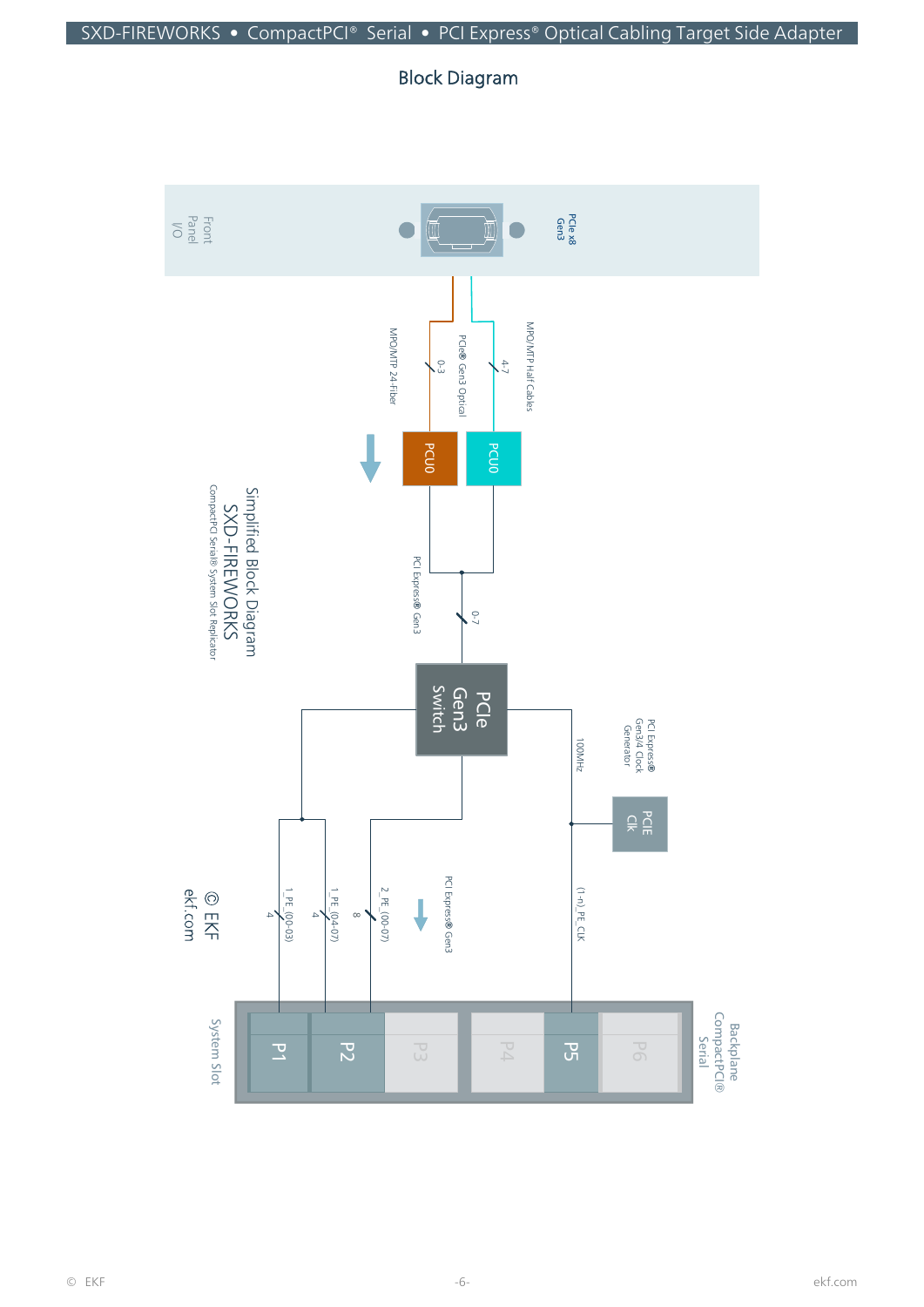## Block Diagram

Front Panel I/O

PCIe x8 Gen3

MPO/MTP 24-Fiber

PCIe® Gen3 Optical

0-3

4-7

MPO/MTP Half Cables

PCU0

PCU0

PCI Express® Gen3

0-7

PCIe Gen3 Switch

100MHz

PCI Express® Gen3/4 Clock Generator

PCIE Clk

Simplified Block Diagram
SXD-FIREWORKS
CompactPCI Serial® System Slot Replicator

1_PE_(00-03)
4

1_PE_(04-07)
4

2_PE_(00-07)
8

PCI Express® Gen3

(1-n)_PE_CLK

© EKF
ekf.com

System Slot

P1 P2 P3 P4 P5 P6

Backplane CompactPCI® Serial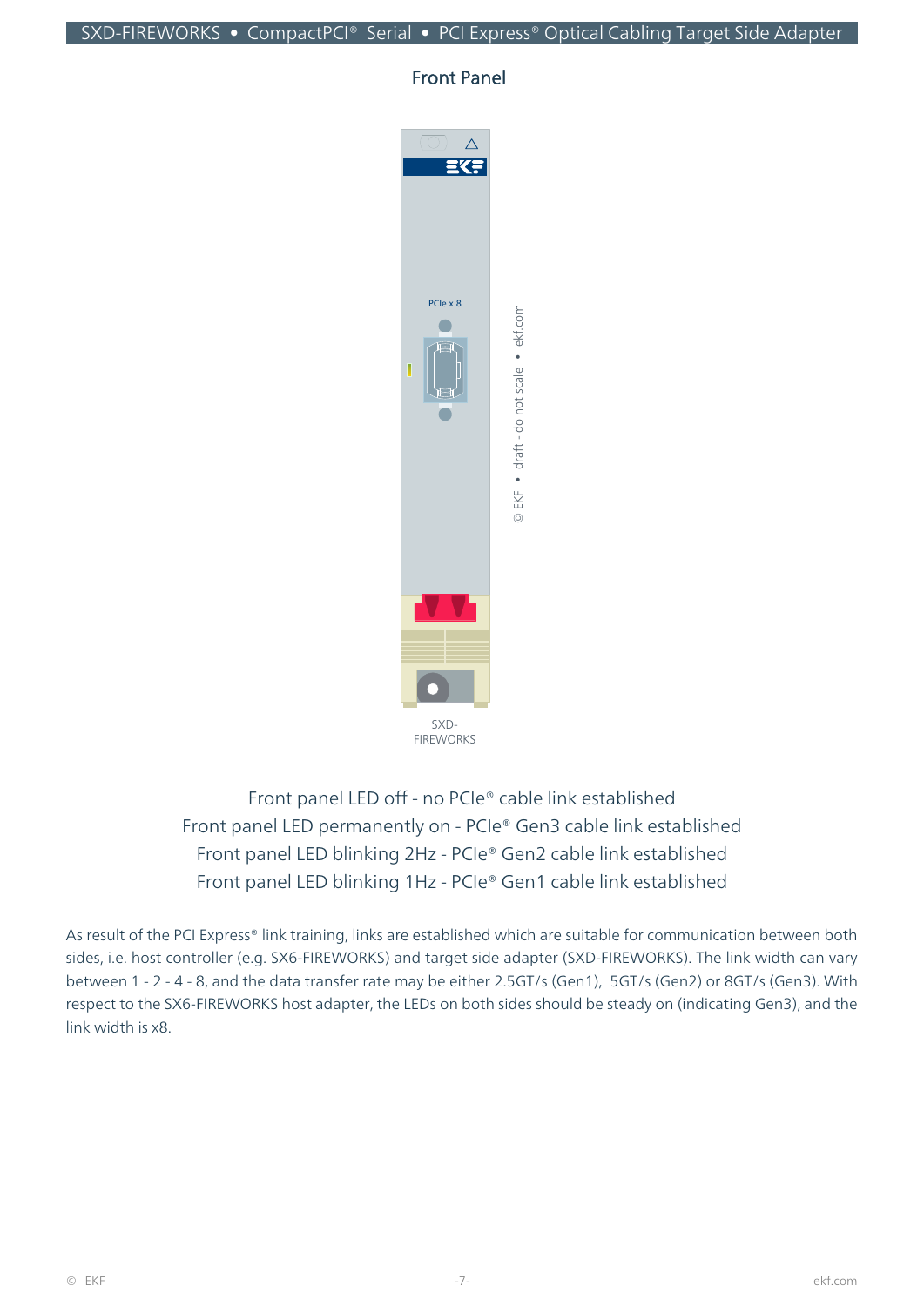## Front Panel

PCIe x 8

© EKF • draft - do not scale • ekf.com

SXD-FIREWORKS

Front panel LED off - no PCIe® cable link established
Front panel LED permanently on - PCIe® Gen3 cable link established
Front panel LED blinking 2Hz - PCIe® Gen2 cable link established
Front panel LED blinking 1Hz - PCIe® Gen1 cable link established

As result of the PCI Express® link training, links are established which are suitable for communication between both sides, i.e. host controller (e.g. SX6-FIREWORKS) and target side adapter (SXD-FIREWORKS). The link width can vary between 1 - 2 - 4 - 8, and the data transfer rate may be either 2.5GT/s (Gen1), 5GT/s (Gen2) or 8GT/s (Gen3). With respect to the SX6-FIREWORKS host adapter, the LEDs on both sides should be steady on (indicating Gen3), and the link width is x8.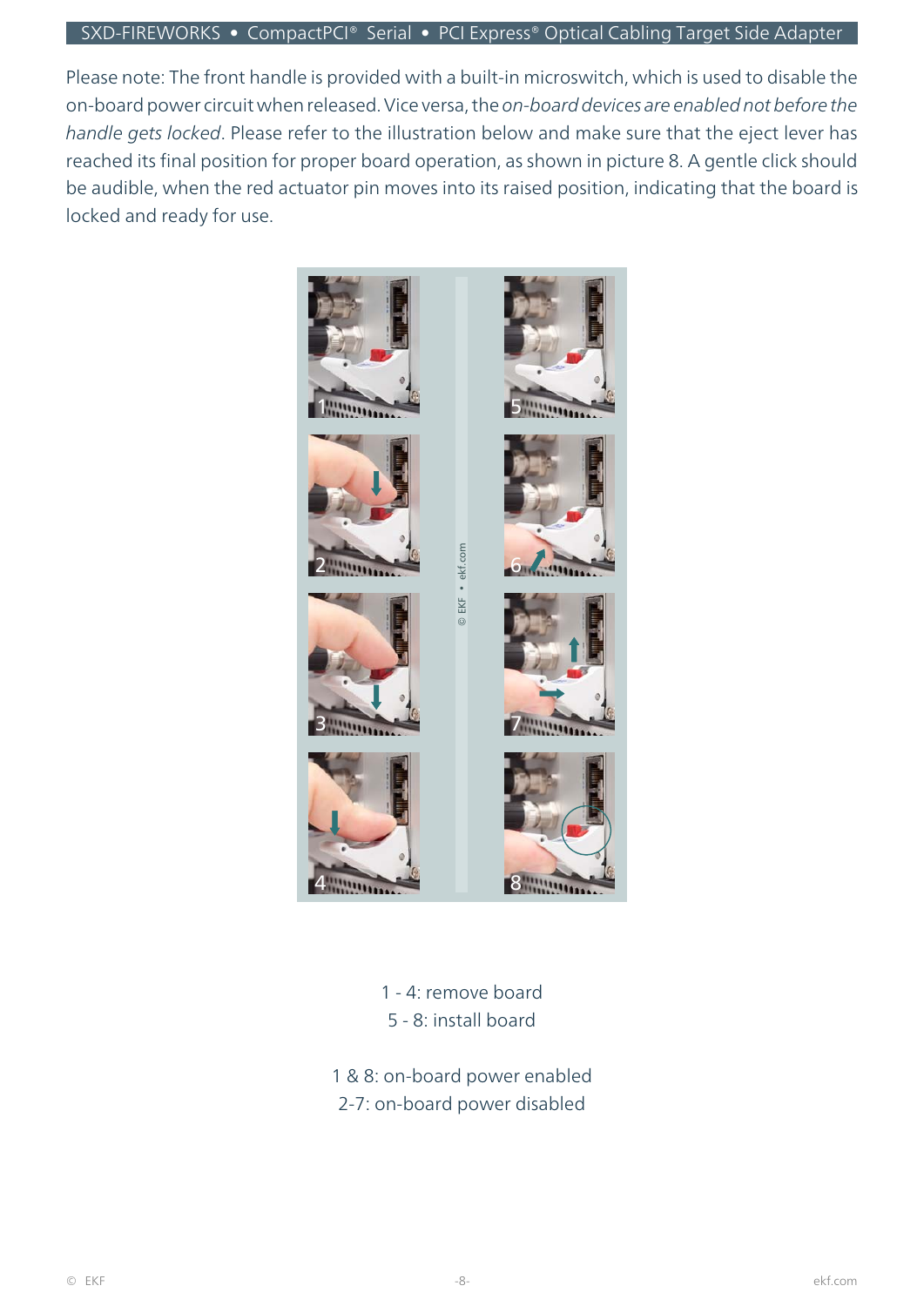Please note: The front handle is provided with a built-in microswitch, which is used to disable the on-board power circuit when released. Vice versa, the *on-board devices are enabled not before the handle gets locked*. Please refer to the illustration below and make sure that the eject lever has reached its final position for proper board operation, as shown in picture 8. A gentle click should be audible, when the red actuator pin moves into its raised position, indicating that the board is locked and ready for use.

1 - 4: remove board
5 - 8: install board

1 & 8: on-board power enabled
2-7: on-board power disabled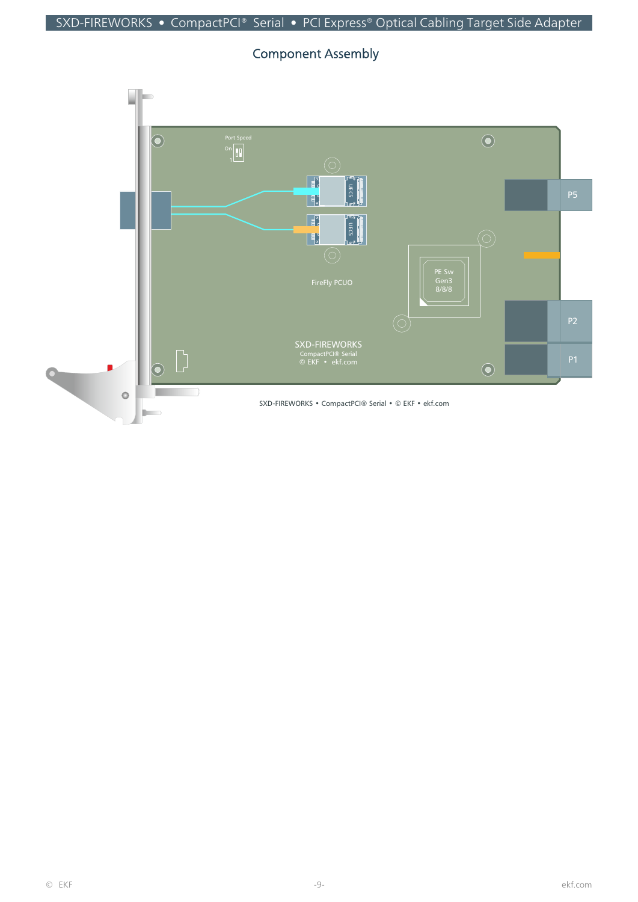## Component Assembly

Port Speed

On

1

UECS

UECS

FireFly PCUO

PE Sw
Gen3
8/8/8

P5

P2

P1

SXD-FIREWORKS
CompactPCI® Serial
© EKF • ekf.com

SXD-FIREWORKS • CompactPCI® Serial • © EKF • ekf.com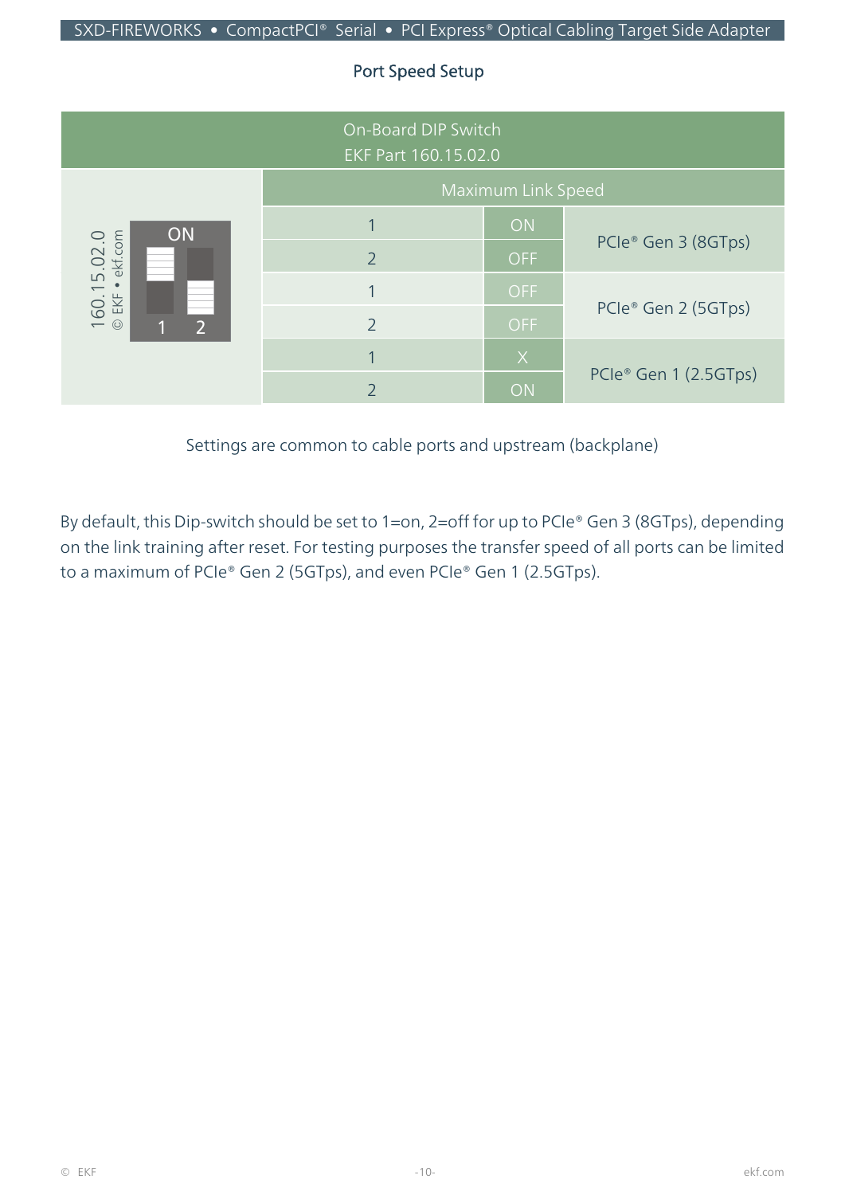## Port Speed Setup

| On-Board DIP Switch EKF Part 160.15.02.0 | | | |
|---|---|---|---|
| | Maximum Link Speed | | |
| 160.15.02.0 © EKF • ekf.com ON 1 2 | 1 | ON | PCIe® Gen 3 (8GTps) |
| | 2 | OFF | |
| | 1 | OFF | PCIe® Gen 2 (5GTps) |
| | 2 | OFF | |
| | 1 | X | PCIe® Gen 1 (2.5GTps) |
| | 2 | ON | |

Settings are common to cable ports and upstream (backplane)

By default, this Dip-switch should be set to 1=on, 2=off for up to PCIe® Gen 3 (8GTps), depending on the link training after reset. For testing purposes the transfer speed of all ports can be limited to a maximum of PCIe® Gen 2 (5GTps), and even PCIe® Gen 1 (2.5GTps).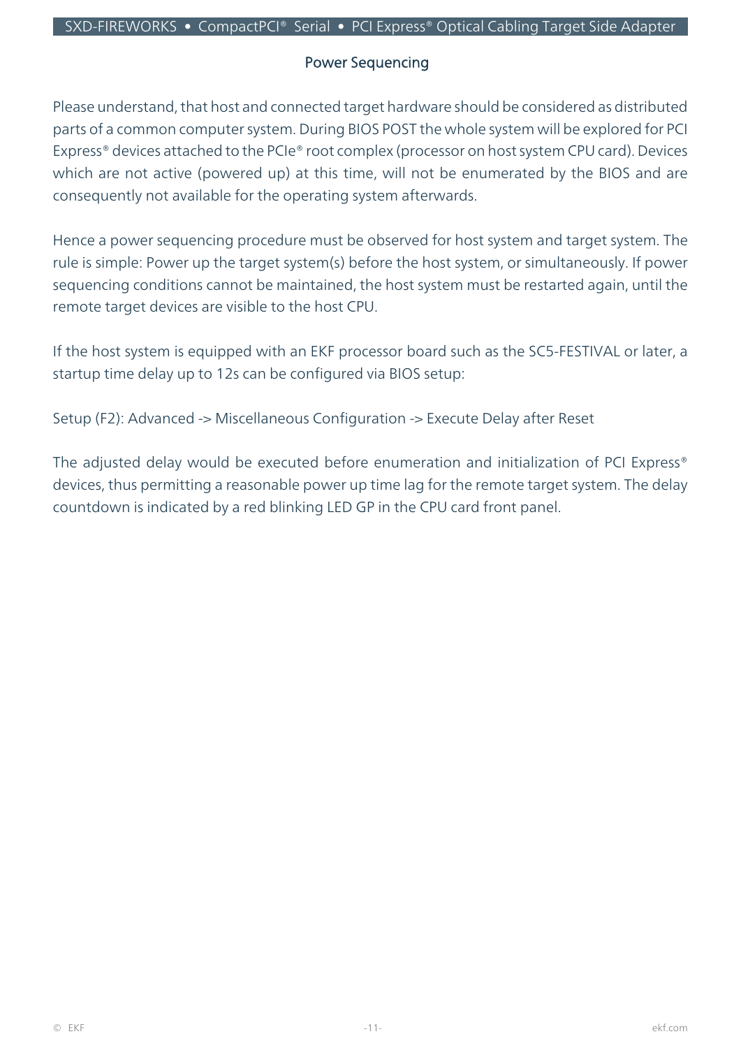## Power Sequencing

Please understand, that host and connected target hardware should be considered as distributed parts of a common computer system. During BIOS POST the whole system will be explored for PCI Express® devices attached to the PCIe® root complex (processor on host system CPU card). Devices which are not active (powered up) at this time, will not be enumerated by the BIOS and are consequently not available for the operating system afterwards.

Hence a power sequencing procedure must be observed for host system and target system. The rule is simple: Power up the target system(s) before the host system, or simultaneously. If power sequencing conditions cannot be maintained, the host system must be restarted again, until the remote target devices are visible to the host CPU.

If the host system is equipped with an EKF processor board such as the SC5-FESTIVAL or later, a startup time delay up to 12s can be configured via BIOS setup:

Setup (F2): Advanced -> Miscellaneous Configuration -> Execute Delay after Reset

The adjusted delay would be executed before enumeration and initialization of PCI Express® devices, thus permitting a reasonable power up time lag for the remote target system. The delay countdown is indicated by a red blinking LED GP in the CPU card front panel.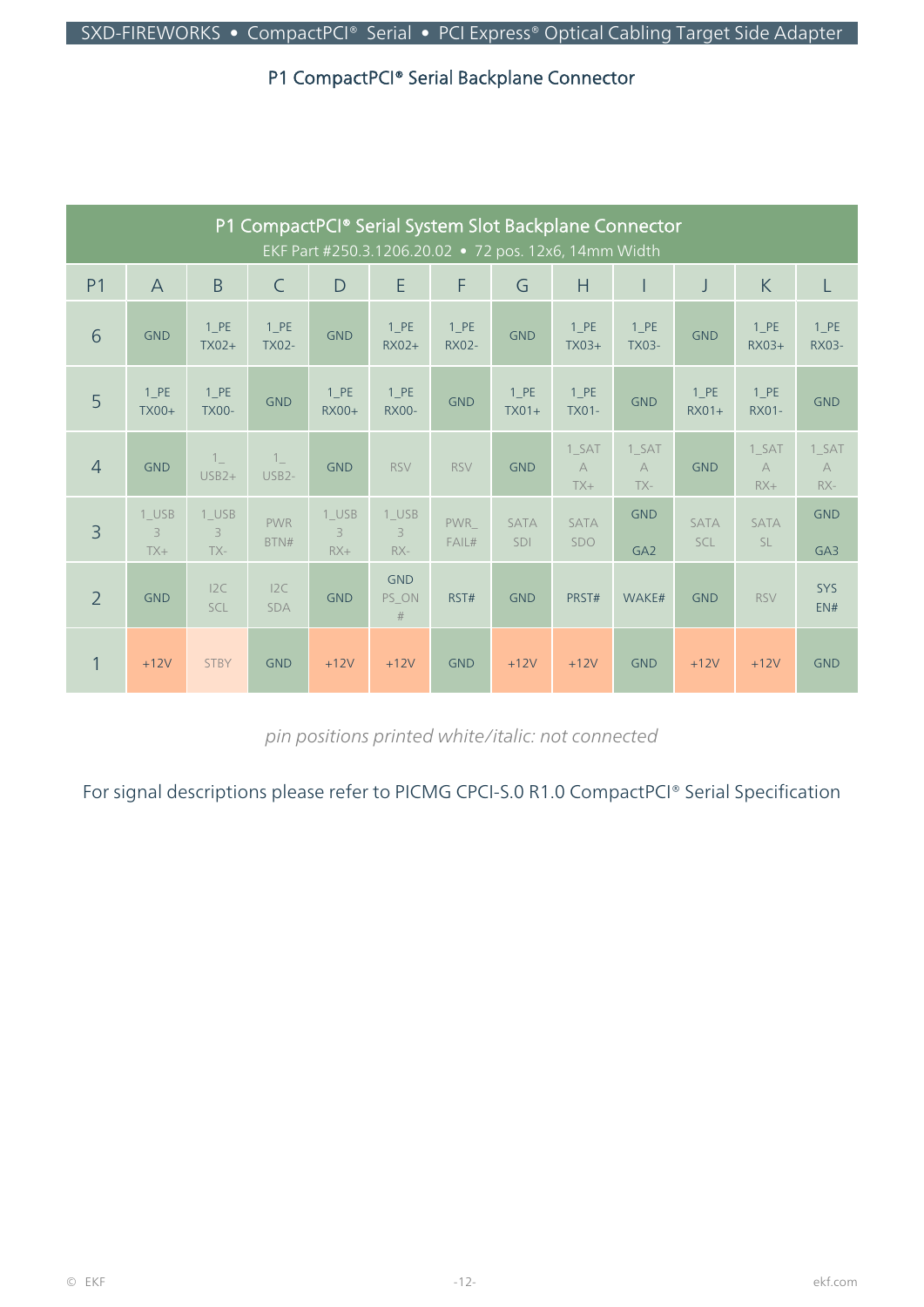## P1 CompactPCI® Serial Backplane Connector

| P1 CompactPCI® Serial System Slot Backplane Connector<br>EKF Part #250.3.1206.20.02 • 72 pos. 12x6, 14mm Width | | | | | | | | | | | | |
|---|---|---|---|---|---|---|---|---|---|---|---|---|
| P1 | A | B | C | D | E | F | G | H | I | J | K | L |
| 6 | GND | 1_PE TX02+ | 1_PE TX02- | GND | 1_PE RX02+ | 1_PE RX02- | GND | 1_PE TX03+ | 1_PE TX03- | GND | 1_PE RX03+ | 1_PE RX03- |
| 5 | 1_PE TX00+ | 1_PE TX00- | GND | 1_PE RX00+ | 1_PE RX00- | GND | 1_PE TX01+ | 1_PE TX01- | GND | 1_PE RX01+ | 1_PE RX01- | GND |
| 4 | GND | 1_ USB2+ | 1_ USB2- | GND | RSV | RSV | GND | 1_SATA TX+ | 1_SATA TX- | GND | 1_SATA RX+ | 1_SATA RX- |
| 3 | 1_USB3 TX+ | 1_USB3 TX- | PWR BTN# | 1_USB3 RX+ | 1_USB3 RX- | PWR_ FAIL# | SATA SDI | SATA SDO | GND GA2 | SATA SCL | SATA SL | GND GA3 |
| 2 | GND | I2C SCL | I2C SDA | GND | GND PS_ON# | RST# | GND | PRST# | WAKE# | GND | RSV | SYS EN# |
| 1 | +12V | STBY | GND | +12V | +12V | GND | +12V | +12V | GND | +12V | +12V | GND |

*pin positions printed white/italic: not connected*

For signal descriptions please refer to PICMG CPCI-S.0 R1.0 CompactPCI® Serial Specification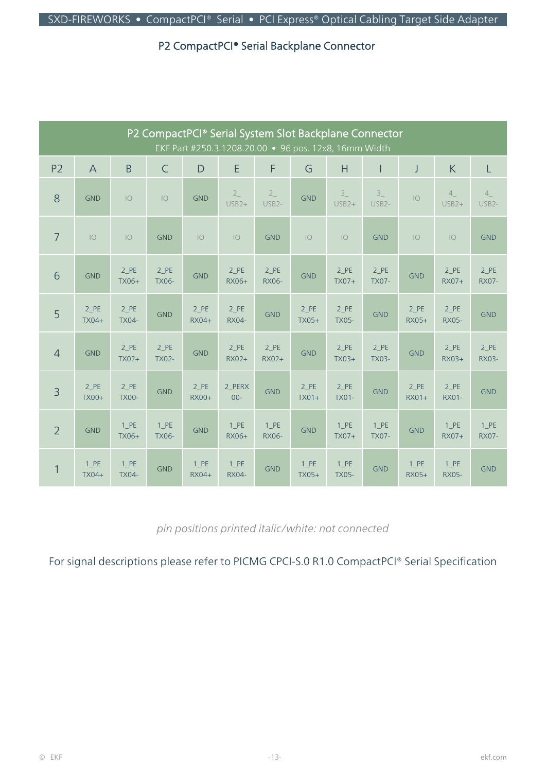## P2 CompactPCI® Serial Backplane Connector

| P2 CompactPCI® Serial System Slot Backplane Connector EKF Part #250.3.1208.20.00 • 96 pos. 12x8, 16mm Width | | | | | | | | | | | | |
|---|---|---|---|---|---|---|---|---|---|---|---|---|
| P2 | A | B | C | D | E | F | G | H | I | J | K | L |
| 8 | GND | *IO* | *IO* | GND | 2_ USB2+ | 2_ USB2- | GND | 3_ USB2+ | 3_ USB2- | *IO* | 4_ USB2+ | 4_ USB2- |
| 7 | *IO* | *IO* | GND | *IO* | *IO* | GND | *IO* | *IO* | GND | *IO* | *IO* | GND |
| 6 | GND | 2_PE TX06+ | 2_PE TX06- | GND | 2_PE RX06+ | 2_PE RX06- | GND | 2_PE TX07+ | 2_PE TX07- | GND | 2_PE RX07+ | 2_PE RX07- |
| 5 | 2_PE TX04+ | 2_PE TX04- | GND | 2_PE RX04+ | 2_PE RX04- | GND | 2_PE TX05+ | 2_PE TX05- | GND | 2_PE RX05+ | 2_PE RX05- | GND |
| 4 | GND | 2_PE TX02+ | 2_PE TX02- | GND | 2_PE RX02+ | 2_PE RX02+ | GND | 2_PE TX03+ | 2_PE TX03- | GND | 2_PE RX03+ | 2_PE RX03- |
| 3 | 2_PE TX00+ | 2_PE TX00- | GND | 2_PE RX00+ | 2_PERX 00- | GND | 2_PE TX01+ | 2_PE TX01- | GND | 2_PE RX01+ | 2_PE RX01- | GND |
| 2 | GND | 1_PE TX06+ | 1_PE TX06- | GND | 1_PE RX06+ | 1_PE RX06- | GND | 1_PE TX07+ | 1_PE TX07- | GND | 1_PE RX07+ | 1_PE RX07- |
| 1 | 1_PE TX04+ | 1_PE TX04- | GND | 1_PE RX04+ | 1_PE RX04- | GND | 1_PE TX05+ | 1_PE TX05- | GND | 1_PE RX05+ | 1_PE RX05- | GND |

*pin positions printed italic/white: not connected*

For signal descriptions please refer to PICMG CPCI-S.0 R1.0 CompactPCI® Serial Specification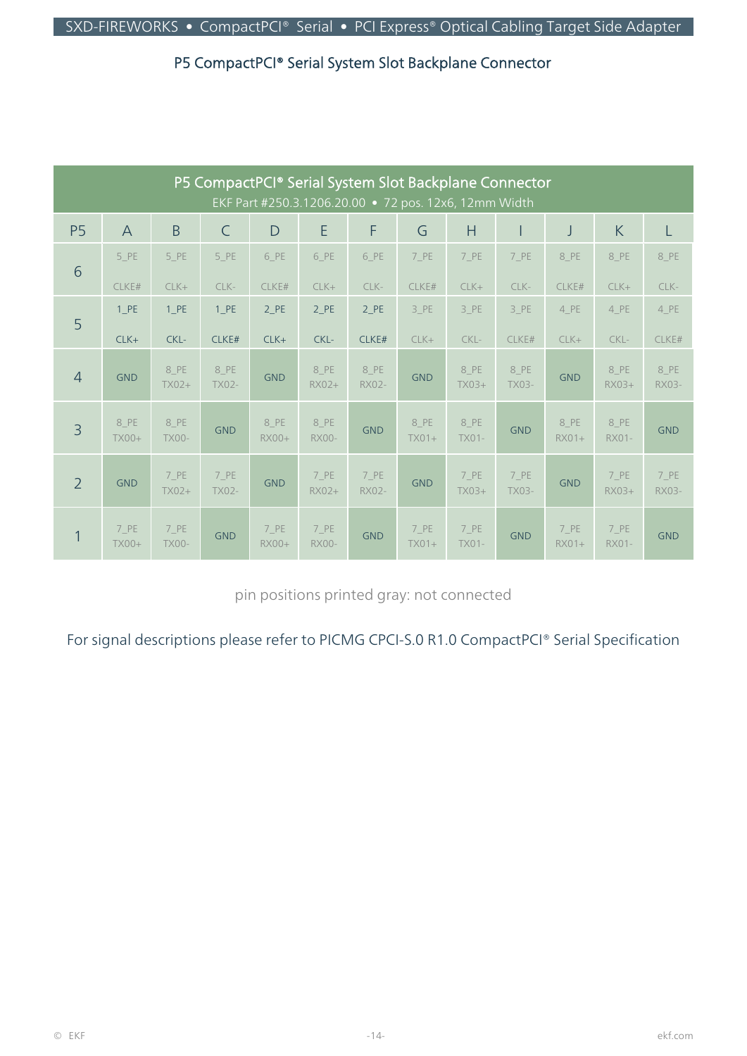## P5 CompactPCI® Serial System Slot Backplane Connector

| P5 CompactPCI® Serial System Slot Backplane Connector<br>EKF Part #250.3.1206.20.00 • 72 pos. 12x6, 12mm Width | | | | | | | | | | | | |
|---|---|---|---|---|---|---|---|---|---|---|---|---|
| P5 | A | B | C | D | E | F | G | H | I | J | K | L |
| 6 | 5_PE CLKE# | 5_PE CLK+ | 5_PE CLK- | 6_PE CLKE# | 6_PE CLK+ | 6_PE CLK- | 7_PE CLKE# | 7_PE CLK+ | 7_PE CLK- | 8_PE CLKE# | 8_PE CLK+ | 8_PE CLK- |
| 5 | 1_PE CLK+ | 1_PE CKL- | 1_PE CLKE# | 2_PE CLK+ | 2_PE CKL- | 2_PE CLKE# | 3_PE CLK+ | 3_PE CKL- | 3_PE CLKE# | 4_PE CLK+ | 4_PE CKL- | 4_PE CLKE# |
| 4 | GND | 8_PE TX02+ | 8_PE TX02- | GND | 8_PE RX02+ | 8_PE RX02- | GND | 8_PE TX03+ | 8_PE TX03- | GND | 8_PE RX03+ | 8_PE RX03- |
| 3 | 8_PE TX00+ | 8_PE TX00- | GND | 8_PE RX00+ | 8_PE RX00- | GND | 8_PE TX01+ | 8_PE TX01- | GND | 8_PE RX01+ | 8_PE RX01- | GND |
| 2 | GND | 7_PE TX02+ | 7_PE TX02- | GND | 7_PE RX02+ | 7_PE RX02- | GND | 7_PE TX03+ | 7_PE TX03- | GND | 7_PE RX03+ | 7_PE RX03- |
| 1 | 7_PE TX00+ | 7_PE TX00- | GND | 7_PE RX00+ | 7_PE RX00- | GND | 7_PE TX01+ | 7_PE TX01- | GND | 7_PE RX01+ | 7_PE RX01- | GND |

pin positions printed gray: not connected

For signal descriptions please refer to PICMG CPCI-S.0 R1.0 CompactPCI® Serial Specification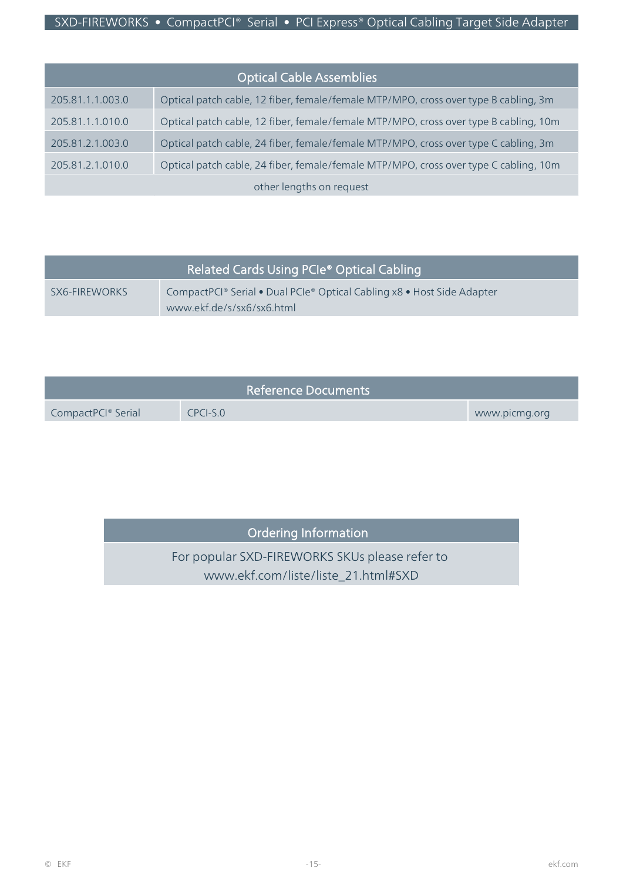| Optical Cable Assemblies | |
|---|---|
| 205.81.1.1.003.0 | Optical patch cable, 12 fiber, female/female MTP/MPO, cross over type B cabling, 3m |
| 205.81.1.1.010.0 | Optical patch cable, 12 fiber, female/female MTP/MPO, cross over type B cabling, 10m |
| 205.81.2.1.003.0 | Optical patch cable, 24 fiber, female/female MTP/MPO, cross over type C cabling, 3m |
| 205.81.2.1.010.0 | Optical patch cable, 24 fiber, female/female MTP/MPO, cross over type C cabling, 10m |
| other lengths on request | |

| Related Cards Using PCIe® Optical Cabling | |
|---|---|
| SX6-FIREWORKS | CompactPCI® Serial • Dual PCIe® Optical Cabling x8 • Host Side Adapter www.ekf.de/s/sx6/sx6.html |

| Reference Documents | | |
|---|---|---|
| CompactPCI® Serial | CPCI-S.0 | www.picmg.org |

| Ordering Information |
|---|
| For popular SXD-FIREWORKS SKUs please refer to www.ekf.com/liste/liste_21.html#SXD |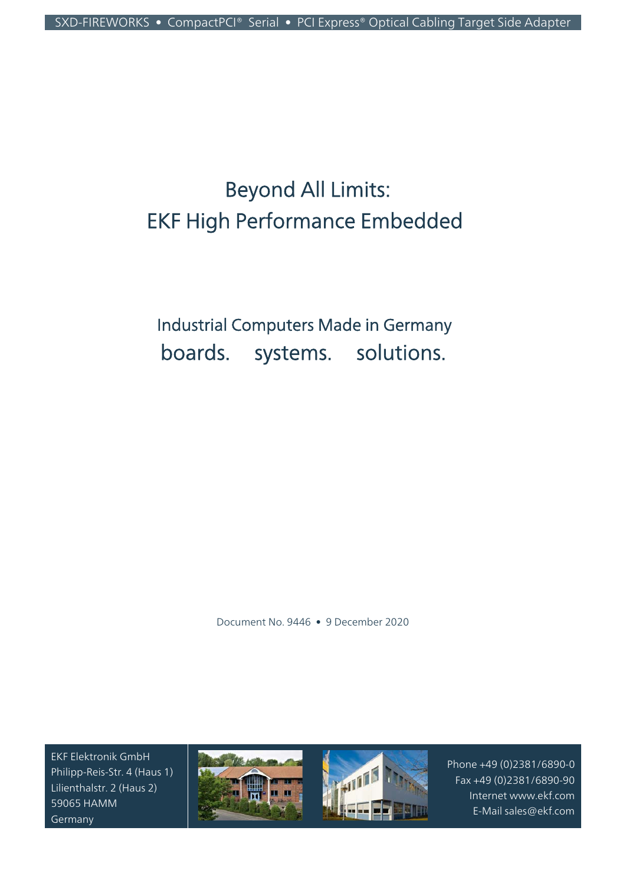# Beyond All Limits: EKF High Performance Embedded

Industrial Computers Made in Germany

boards. systems. solutions.

Document No. 9446 • 9 December 2020

EKF Elektronik GmbH
Philipp-Reis-Str. 4 (Haus 1)
Lilienthalstr. 2 (Haus 2)
59065 HAMM
Germany

Phone +49 (0)2381/6890-0
Fax +49 (0)2381/6890-90
Internet www.ekf.com
E-Mail sales@ekf.com